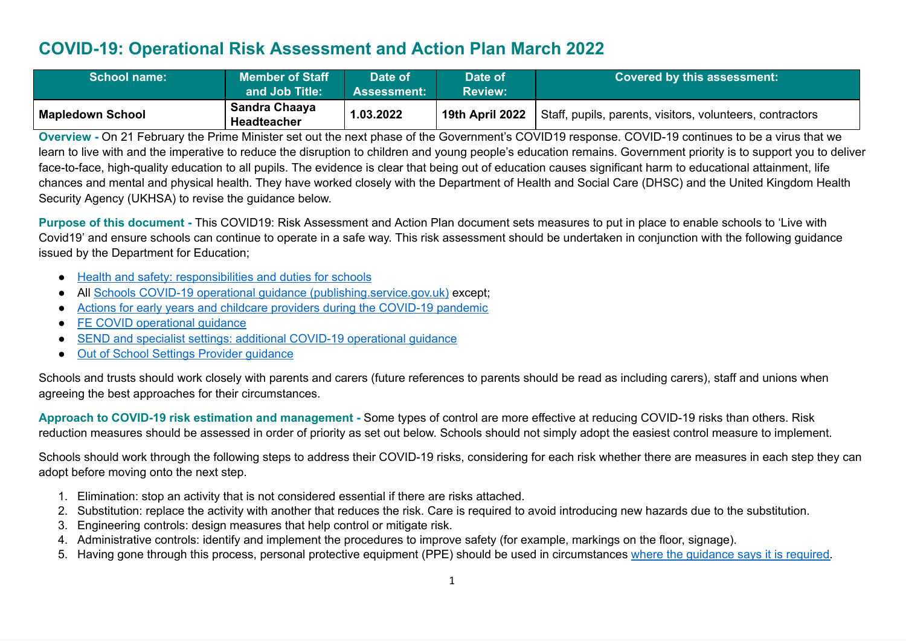# COVID-19: Operational Risk Assessment and Action Plan March 2022

| School name: | Member of Staff and Job Title: | Date of Assessment: | Date of Review: | Covered by this assessment: |
|---|---|---|---|---|
| **Mapledown School** | **Sandra Chaaya Headteacher** | **1.03.2022** | **19th April 2022** | Staff, pupils, parents, visitors, volunteers, contractors |

**Overview -** On 21 February the Prime Minister set out the next phase of the Government's COVID19 response. COVID-19 continues to be a virus that we learn to live with and the imperative to reduce the disruption to children and young people's education remains. Government priority is to support you to deliver face-to-face, high-quality education to all pupils. The evidence is clear that being out of education causes significant harm to educational attainment, life chances and mental and physical health. They have worked closely with the Department of Health and Social Care (DHSC) and the United Kingdom Health Security Agency (UKHSA) to revise the guidance below.

**Purpose of this document -** This COVID19: Risk Assessment and Action Plan document sets measures to put in place to enable schools to 'Live with Covid19' and ensure schools can continue to operate in a safe way. This risk assessment should be undertaken in conjunction with the following guidance issued by the Department for Education;

- Health and safety: responsibilities and duties for schools
- All Schools COVID-19 operational guidance (publishing.service.gov.uk) except;
- Actions for early years and childcare providers during the COVID-19 pandemic
- FE COVID operational guidance
- SEND and specialist settings: additional COVID-19 operational guidance
- Out of School Settings Provider guidance

Schools and trusts should work closely with parents and carers (future references to parents should be read as including carers), staff and unions when agreeing the best approaches for their circumstances.

**Approach to COVID-19 risk estimation and management -** Some types of control are more effective at reducing COVID-19 risks than others. Risk reduction measures should be assessed in order of priority as set out below. Schools should not simply adopt the easiest control measure to implement.

Schools should work through the following steps to address their COVID-19 risks, considering for each risk whether there are measures in each step they can adopt before moving onto the next step.

1. Elimination: stop an activity that is not considered essential if there are risks attached.
2. Substitution: replace the activity with another that reduces the risk. Care is required to avoid introducing new hazards due to the substitution.
3. Engineering controls: design measures that help control or mitigate risk.
4. Administrative controls: identify and implement the procedures to improve safety (for example, markings on the floor, signage).
5. Having gone through this process, personal protective equipment (PPE) should be used in circumstances where the guidance says it is required.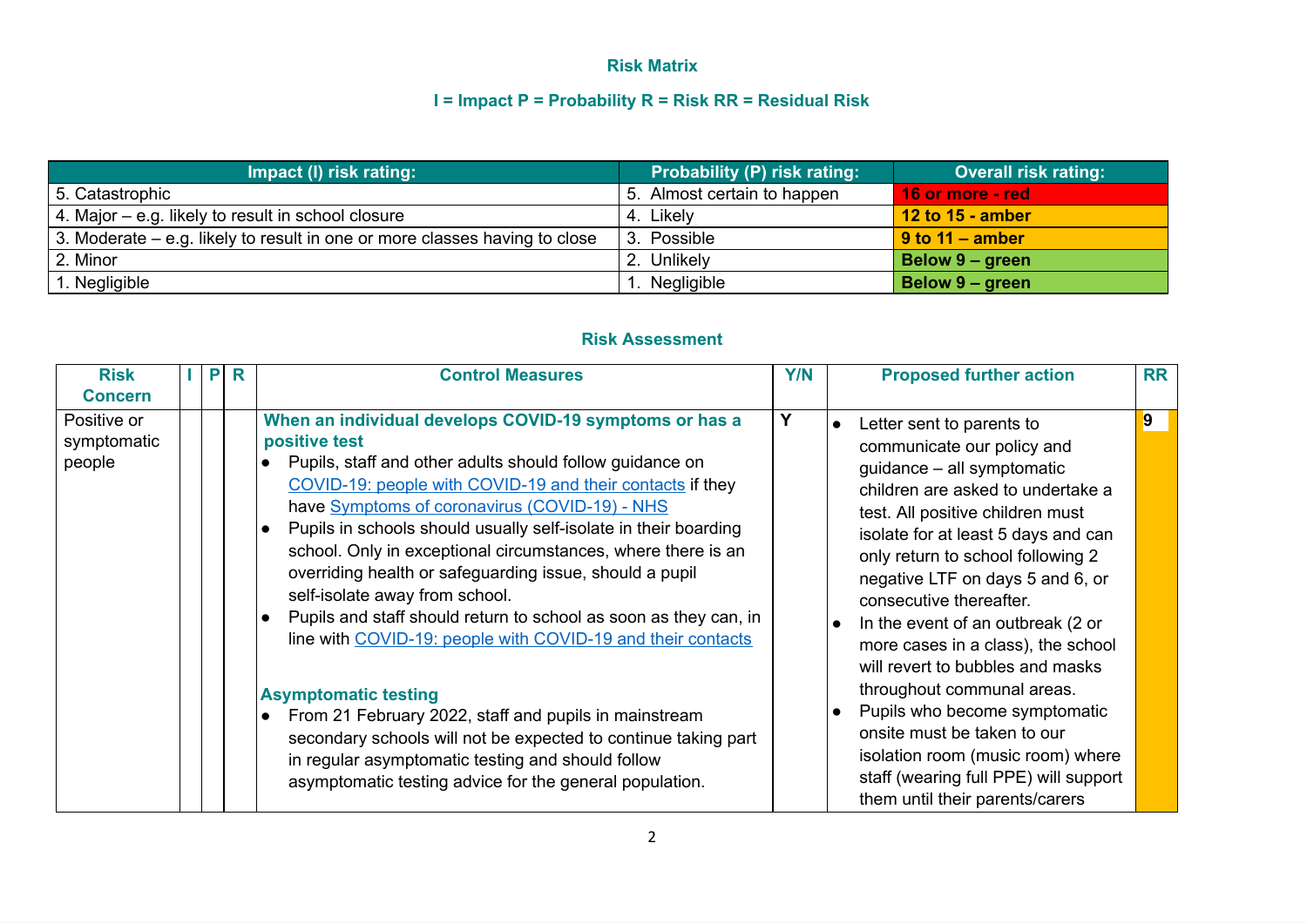## Risk Matrix

### I = Impact P = Probability R = Risk RR = Residual Risk

| Impact (I) risk rating: | Probability (P) risk rating: | Overall risk rating: |
|---|---|---|
| 5. Catastrophic | 5. Almost certain to happen | **16 or more - red** |
| 4. Major – e.g. likely to result in school closure | 4. Likely | **12 to 15 - amber** |
| 3. Moderate – e.g. likely to result in one or more classes having to close | 3. Possible | **9 to 11 – amber** |
| 2. Minor | 2. Unlikely | **Below 9 – green** |
| 1. Negligible | 1. Negligible | **Below 9 – green** |

## Risk Assessment

| Risk Concern | I | P | R | Control Measures | Y/N | Proposed further action | RR |
|---|---|---|---|---|---|---|---|
| Positive or symptomatic people | | | | **When an individual develops COVID-19 symptoms or has a positive test**<br>• Pupils, staff and other adults should follow guidance on [COVID-19: people with COVID-19 and their contacts]() if they have [Symptoms of coronavirus (COVID-19) - NHS]()<br>• Pupils in schools should usually self-isolate in their boarding school. Only in exceptional circumstances, where there is an overriding health or safeguarding issue, should a pupil self-isolate away from school.<br>• Pupils and staff should return to school as soon as they can, in line with [COVID-19: people with COVID-19 and their contacts]()<br><br>**Asymptomatic testing**<br>• From 21 February 2022, staff and pupils in mainstream secondary schools will not be expected to continue taking part in regular asymptomatic testing and should follow asymptomatic testing advice for the general population. | Y | • Letter sent to parents to communicate our policy and guidance – all symptomatic children are asked to undertake a test. All positive children must isolate for at least 5 days and can only return to school following 2 negative LTF on days 5 and 6, or consecutive thereafter.<br>• In the event of an outbreak (2 or more cases in a class), the school will revert to bubbles and masks throughout communal areas.<br>• Pupils who become symptomatic onsite must be taken to our isolation room (music room) where staff (wearing full PPE) will support them until their parents/carers | 9 |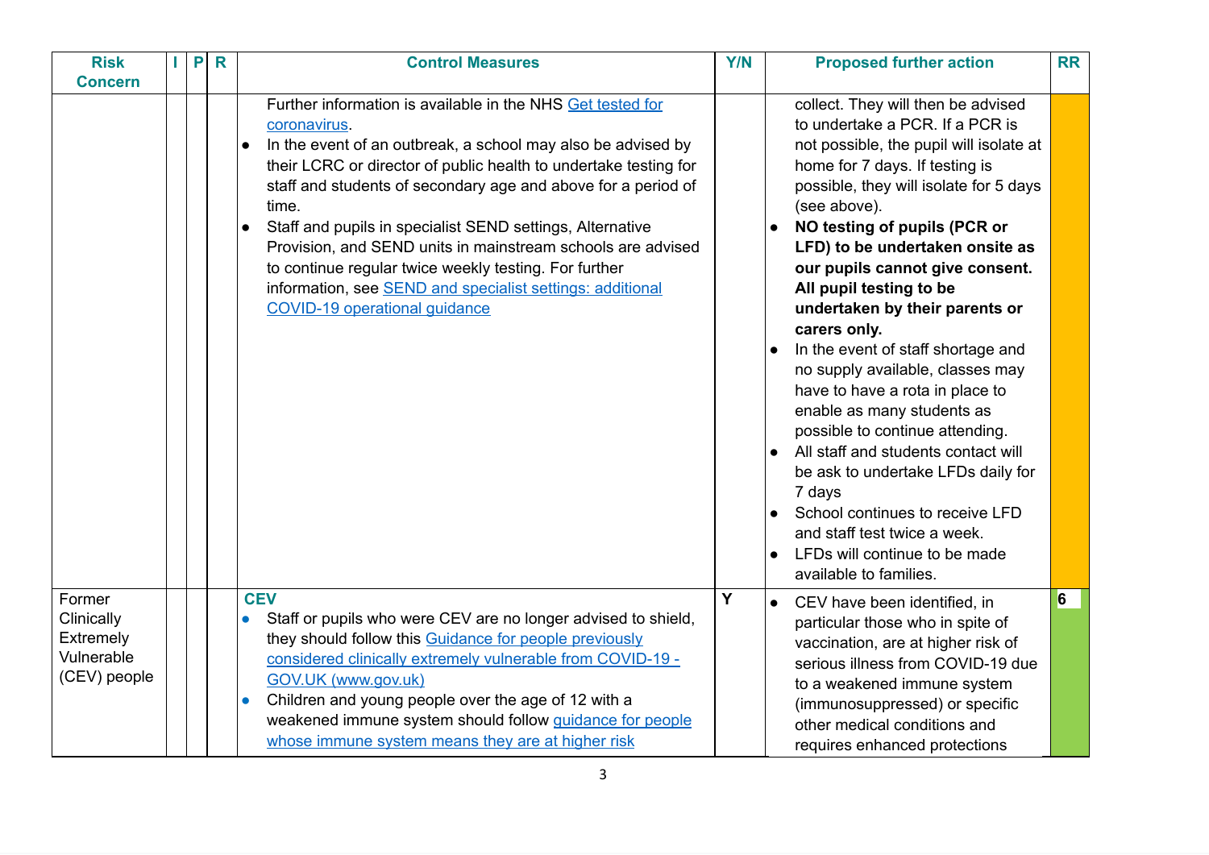| Risk Concern | I | P | R | Control Measures | Y/N | Proposed further action | RR |
|---|---|---|---|---|---|---|---|
| | | | | Further information is available in the NHS [Get tested for coronavirus](). <br>• In the event of an outbreak, a school may also be advised by their LCRC or director of public health to undertake testing for staff and students of secondary age and above for a period of time. <br>• Staff and pupils in specialist SEND settings, Alternative Provision, and SEND units in mainstream schools are advised to continue regular twice weekly testing. For further information, see [SEND and specialist settings: additional COVID-19 operational guidance]() | | collect. They will then be advised to undertake a PCR. If a PCR is not possible, the pupil will isolate at home for 7 days. If testing is possible, they will isolate for 5 days (see above). <br>• **NO testing of pupils (PCR or LFD) to be undertaken onsite as our pupils cannot give consent. All pupil testing to be undertaken by their parents or carers only.** <br>• In the event of staff shortage and no supply available, classes may have to have a rota in place to enable as many students as possible to continue attending. <br>• All staff and students contact will be ask to undertake LFDs daily for 7 days <br>• School continues to receive LFD and staff test twice a week. <br>• LFDs will continue to be made available to families. | |
| Former Clinically Extremely Vulnerable (CEV) people | | | | **CEV** <br>• Staff or pupils who were CEV are no longer advised to shield, they should follow this [Guidance for people previously considered clinically extremely vulnerable from COVID-19 - GOV.UK (www.gov.uk)]() <br>• Children and young people over the age of 12 with a weakened immune system should follow [guidance for people whose immune system means they are at higher risk]() | Y | • CEV have been identified, in particular those who in spite of vaccination, are at higher risk of serious illness from COVID-19 due to a weakened immune system (immunosuppressed) or specific other medical conditions and requires enhanced protections | 6 |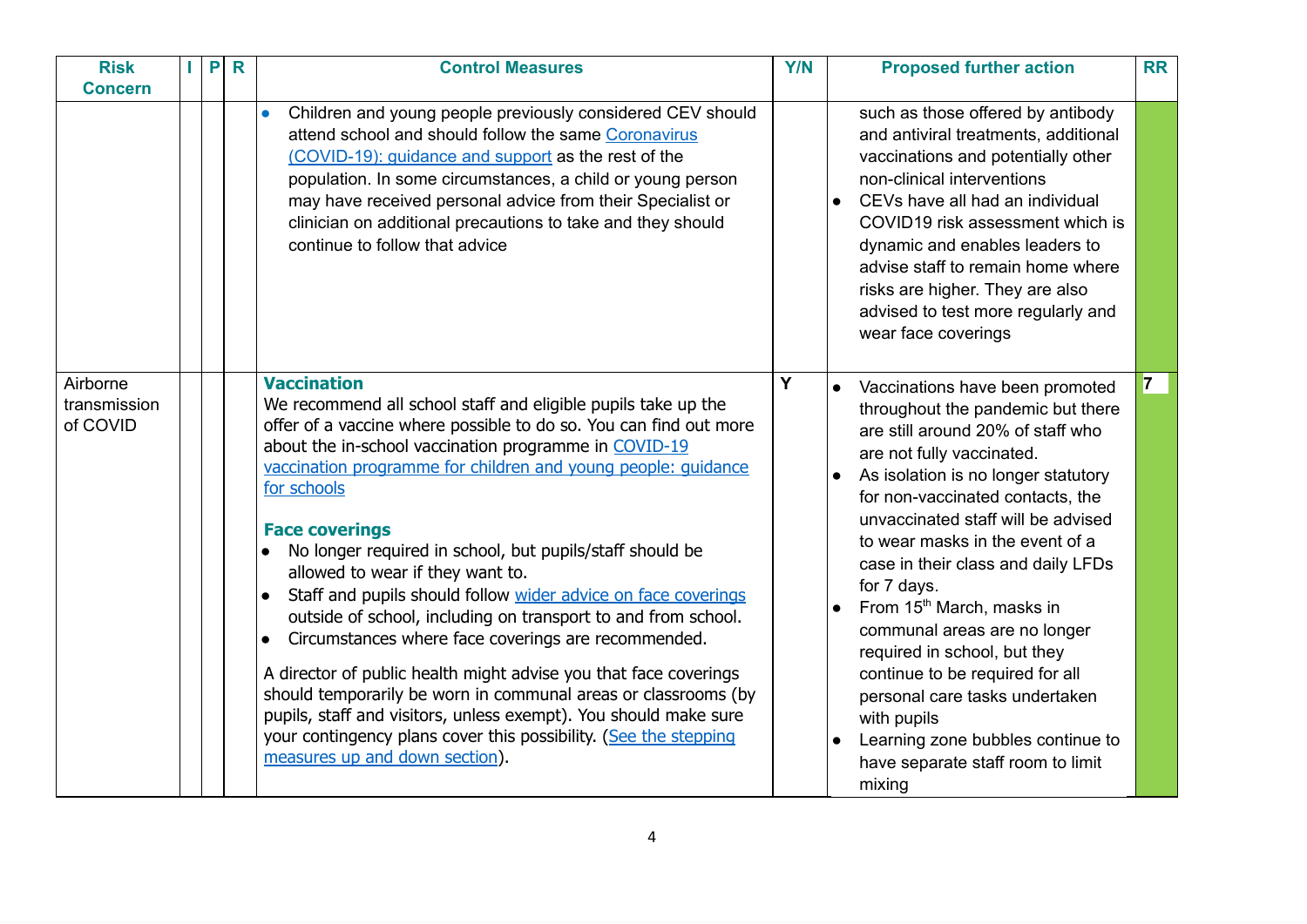| Risk Concern | I | P | R | Control Measures | Y/N | Proposed further action | RR |
|---|---|---|---|---|---|---|---|
| | | | | • Children and young people previously considered CEV should attend school and should follow the same [Coronavirus (COVID-19): guidance and support] as the rest of the population. In some circumstances, a child or young person may have received personal advice from their Specialist or clinician on additional precautions to take and they should continue to follow that advice | | such as those offered by antibody and antiviral treatments, additional vaccinations and potentially other non-clinical interventions<br>• CEVs have all had an individual COVID19 risk assessment which is dynamic and enables leaders to advise staff to remain home where risks are higher. They are also advised to test more regularly and wear face coverings | |
| Airborne transmission of COVID | | | | **Vaccination**<br>We recommend all school staff and eligible pupils take up the offer of a vaccine where possible to do so. You can find out more about the in-school vaccination programme in [COVID-19 vaccination programme for children and young people: guidance for schools]<br><br>**Face coverings**<br>• No longer required in school, but pupils/staff should be allowed to wear if they want to.<br>• Staff and pupils should follow [wider advice on face coverings] outside of school, including on transport to and from school.<br>• Circumstances where face coverings are recommended.<br><br>A director of public health might advise you that face coverings should temporarily be worn in communal areas or classrooms (by pupils, staff and visitors, unless exempt). You should make sure your contingency plans cover this possibility. ([See the stepping measures up and down section]). | Y | • Vaccinations have been promoted throughout the pandemic but there are still around 20% of staff who are not fully vaccinated.<br>• As isolation is no longer statutory for non-vaccinated contacts, the unvaccinated staff will be advised to wear masks in the event of a case in their class and daily LFDs for 7 days.<br>• From 15th March, masks in communal areas are no longer required in school, but they continue to be required for all personal care tasks undertaken with pupils<br>• Learning zone bubbles continue to have separate staff room to limit mixing | 7 |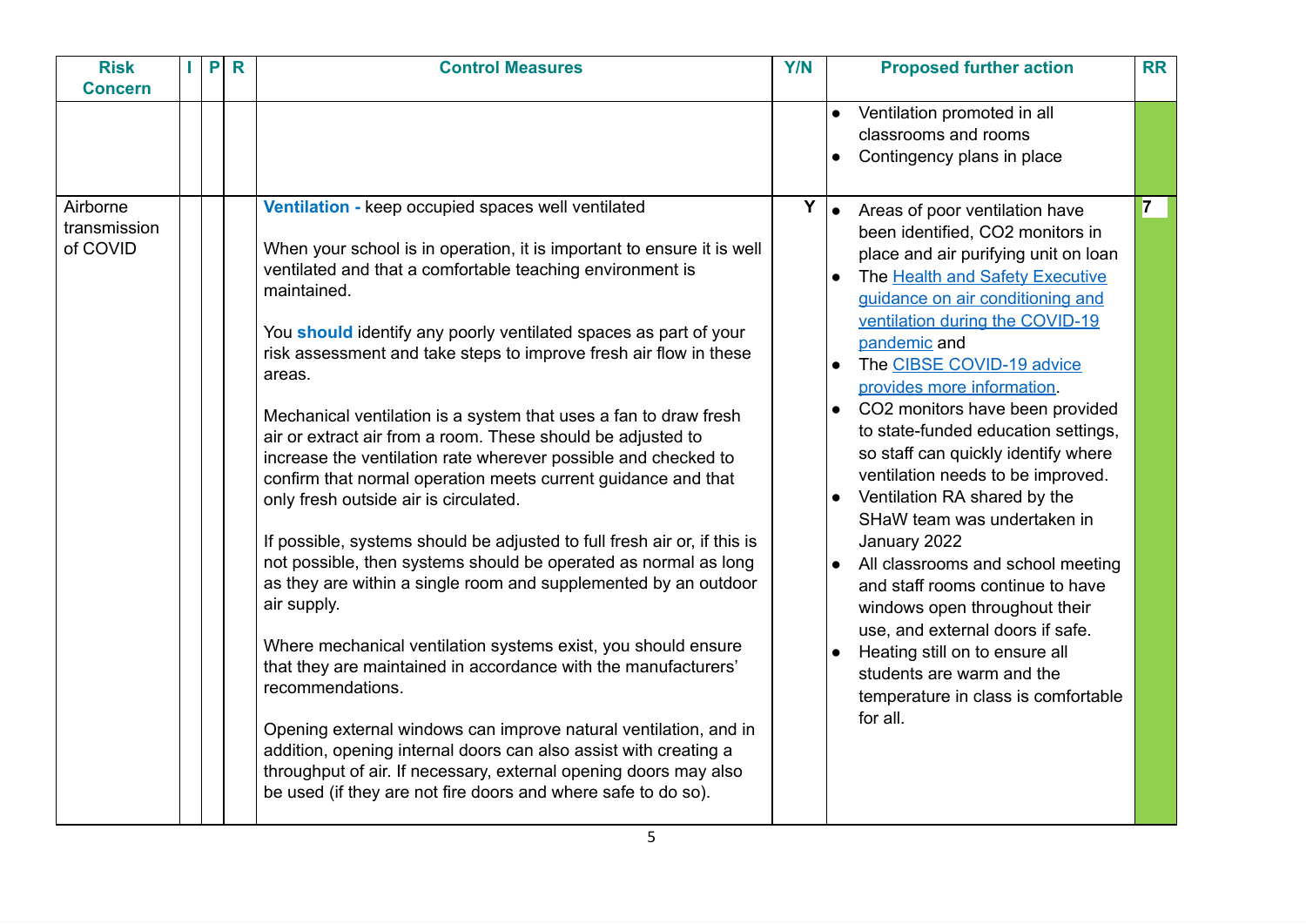| Risk Concern | I | P | R | Control Measures | Y/N | Proposed further action | RR |
|---|---|---|---|---|---|---|---|
| | | | | | | • Ventilation promoted in all classrooms and rooms<br>• Contingency plans in place | |
| Airborne transmission of COVID | | | | **Ventilation -** keep occupied spaces well ventilated<br><br>When your school is in operation, it is important to ensure it is well ventilated and that a comfortable teaching environment is maintained.<br><br>You **should** identify any poorly ventilated spaces as part of your risk assessment and take steps to improve fresh air flow in these areas.<br><br>Mechanical ventilation is a system that uses a fan to draw fresh air or extract air from a room. These should be adjusted to increase the ventilation rate wherever possible and checked to confirm that normal operation meets current guidance and that only fresh outside air is circulated.<br><br>If possible, systems should be adjusted to full fresh air or, if this is not possible, then systems should be operated as normal as long as they are within a single room and supplemented by an outdoor air supply.<br><br>Where mechanical ventilation systems exist, you should ensure that they are maintained in accordance with the manufacturers' recommendations.<br><br>Opening external windows can improve natural ventilation, and in addition, opening internal doors can also assist with creating a throughput of air. If necessary, external opening doors may also be used (if they are not fire doors and where safe to do so). | Y | • Areas of poor ventilation have been identified, $CO_2$ monitors in place and air purifying unit on loan<br>• The Health and Safety Executive guidance on air conditioning and ventilation during the COVID-19 pandemic and<br>• The CIBSE COVID-19 advice provides more information.<br>• $CO_2$ monitors have been provided to state-funded education settings, so staff can quickly identify where ventilation needs to be improved.<br>• Ventilation RA shared by the SHaW team was undertaken in January 2022<br>• All classrooms and school meeting and staff rooms continue to have windows open throughout their use, and external doors if safe.<br>• Heating still on to ensure all students are warm and the temperature in class is comfortable for all. | 7 |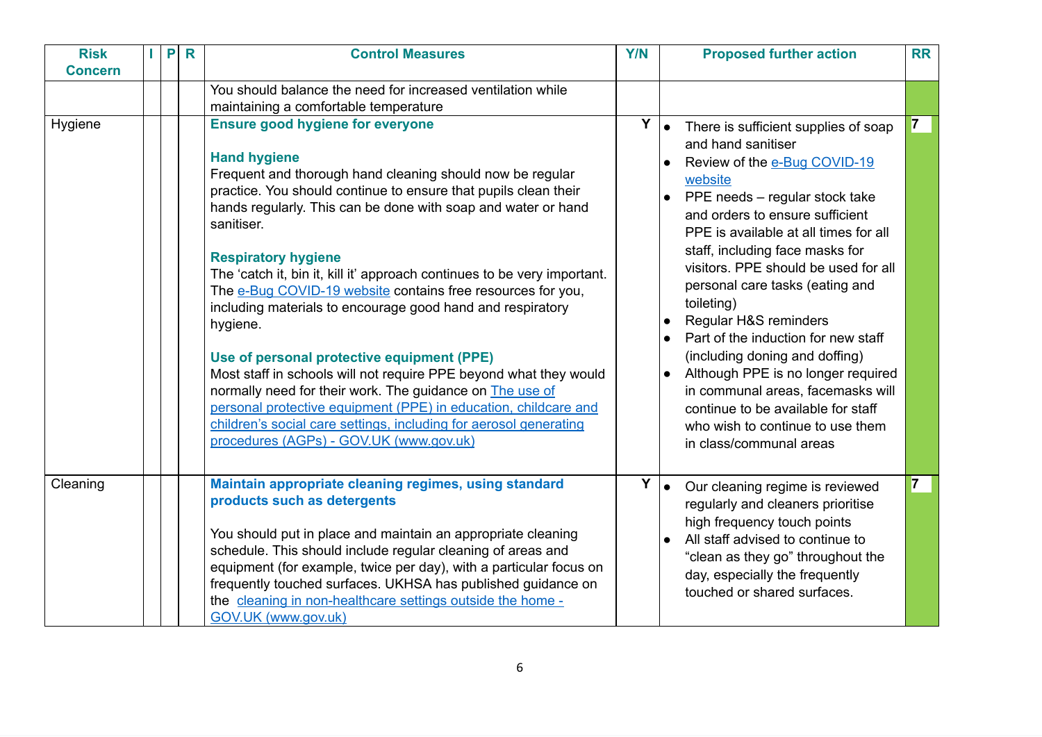| Risk Concern | I | P | R | Control Measures | Y/N | Proposed further action | RR |
|---|---|---|---|---|---|---|---|
| | | | | You should balance the need for increased ventilation while maintaining a comfortable temperature | | | |
| Hygiene | | | | **Ensure good hygiene for everyone**<br><br>**Hand hygiene**<br>Frequent and thorough hand cleaning should now be regular practice. You should continue to ensure that pupils clean their hands regularly. This can be done with soap and water or hand sanitiser.<br><br>**Respiratory hygiene**<br>The 'catch it, bin it, kill it' approach continues to be very important. The e-Bug COVID-19 website contains free resources for you, including materials to encourage good hand and respiratory hygiene.<br><br>**Use of personal protective equipment (PPE)**<br>Most staff in schools will not require PPE beyond what they would normally need for their work. The guidance on The use of personal protective equipment (PPE) in education, childcare and children's social care settings, including for aerosol generating procedures (AGPs) - GOV.UK (www.gov.uk) | Y | • There is sufficient supplies of soap and hand sanitiser<br>• Review of the e-Bug COVID-19 website<br>• PPE needs – regular stock take and orders to ensure sufficient PPE is available at all times for all staff, including face masks for visitors. PPE should be used for all personal care tasks (eating and toileting)<br>• Regular H&S reminders<br>• Part of the induction for new staff (including doning and doffing)<br>• Although PPE is no longer required in communal areas, facemasks will continue to be available for staff who wish to continue to use them in class/communal areas | 7 |
| Cleaning | | | | **Maintain appropriate cleaning regimes, using standard products such as detergents**<br><br>You should put in place and maintain an appropriate cleaning schedule. This should include regular cleaning of areas and equipment (for example, twice per day), with a particular focus on frequently touched surfaces. UKHSA has published guidance on the cleaning in non-healthcare settings outside the home - GOV.UK (www.gov.uk) | Y | • Our cleaning regime is reviewed regularly and cleaners prioritise high frequency touch points<br>• All staff advised to continue to "clean as they go" throughout the day, especially the frequently touched or shared surfaces. | 7 |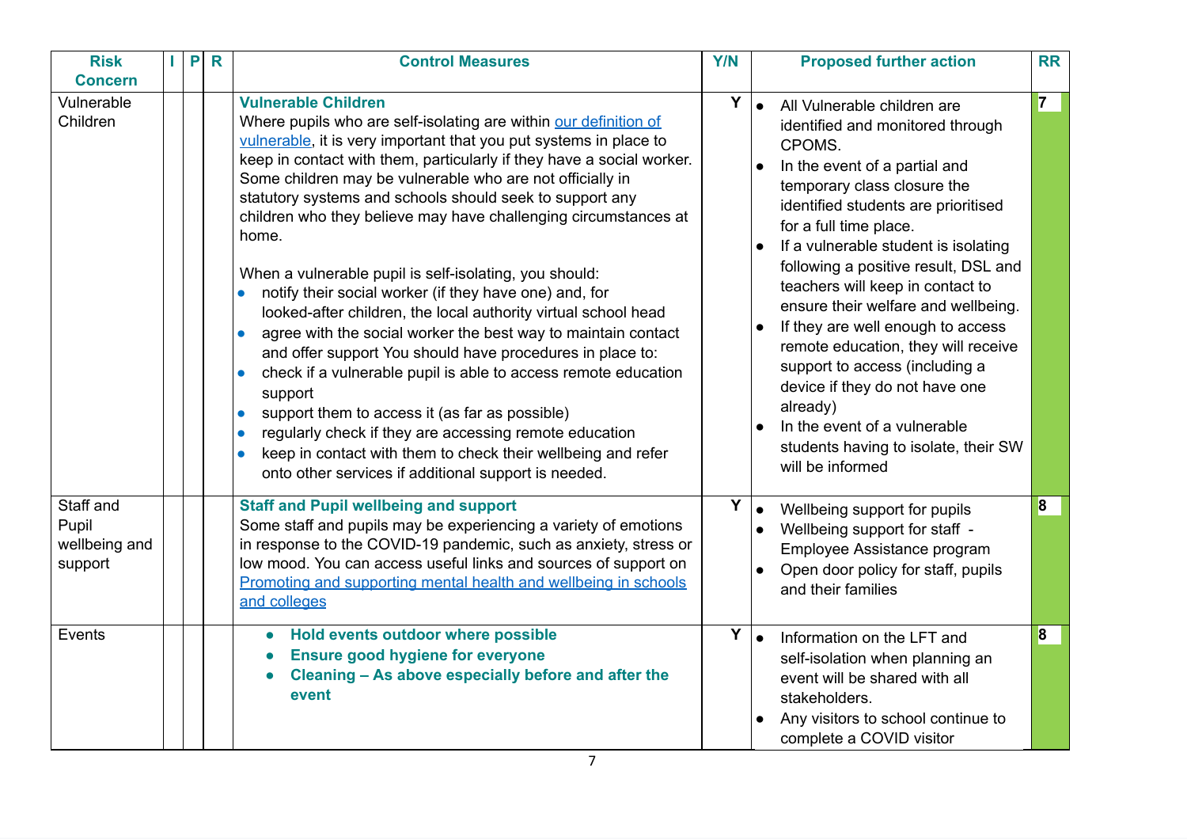| Risk Concern | I | P | R | Control Measures | Y/N | Proposed further action | RR |
|---|---|---|---|---|---|---|---|
| Vulnerable Children | | | | **Vulnerable Children**<br>Where pupils who are self-isolating are within [our definition of vulnerable](), it is very important that you put systems in place to keep in contact with them, particularly if they have a social worker. Some children may be vulnerable who are not officially in statutory systems and schools should seek to support any children who they believe may have challenging circumstances at home.<br><br>When a vulnerable pupil is self-isolating, you should:<br>• notify their social worker (if they have one) and, for looked-after children, the local authority virtual school head<br>• agree with the social worker the best way to maintain contact and offer support You should have procedures in place to:<br>• check if a vulnerable pupil is able to access remote education support<br>• support them to access it (as far as possible)<br>• regularly check if they are accessing remote education<br>• keep in contact with them to check their wellbeing and refer onto other services if additional support is needed. | Y | • All Vulnerable children are identified and monitored through CPOMS.<br>• In the event of a partial and temporary class closure the identified students are prioritised for a full time place.<br>• If a vulnerable student is isolating following a positive result, DSL and teachers will keep in contact to ensure their welfare and wellbeing.<br>• If they are well enough to access remote education, they will receive support to access (including a device if they do not have one already)<br>• In the event of a vulnerable students having to isolate, their SW will be informed | 7 |
| Staff and Pupil wellbeing and support | | | | **Staff and Pupil wellbeing and support**<br>Some staff and pupils may be experiencing a variety of emotions in response to the COVID-19 pandemic, such as anxiety, stress or low mood. You can access useful links and sources of support on [Promoting and supporting mental health and wellbeing in schools and colleges]() | Y | • Wellbeing support for pupils<br>• Wellbeing support for staff - Employee Assistance program<br>• Open door policy for staff, pupils and their families | 8 |
| Events | | | | • **Hold events outdoor where possible**<br>• **Ensure good hygiene for everyone**<br>• **Cleaning – As above especially before and after the event** | Y | • Information on the LFT and self-isolation when planning an event will be shared with all stakeholders.<br>• Any visitors to school continue to complete a COVID visitor | 8 |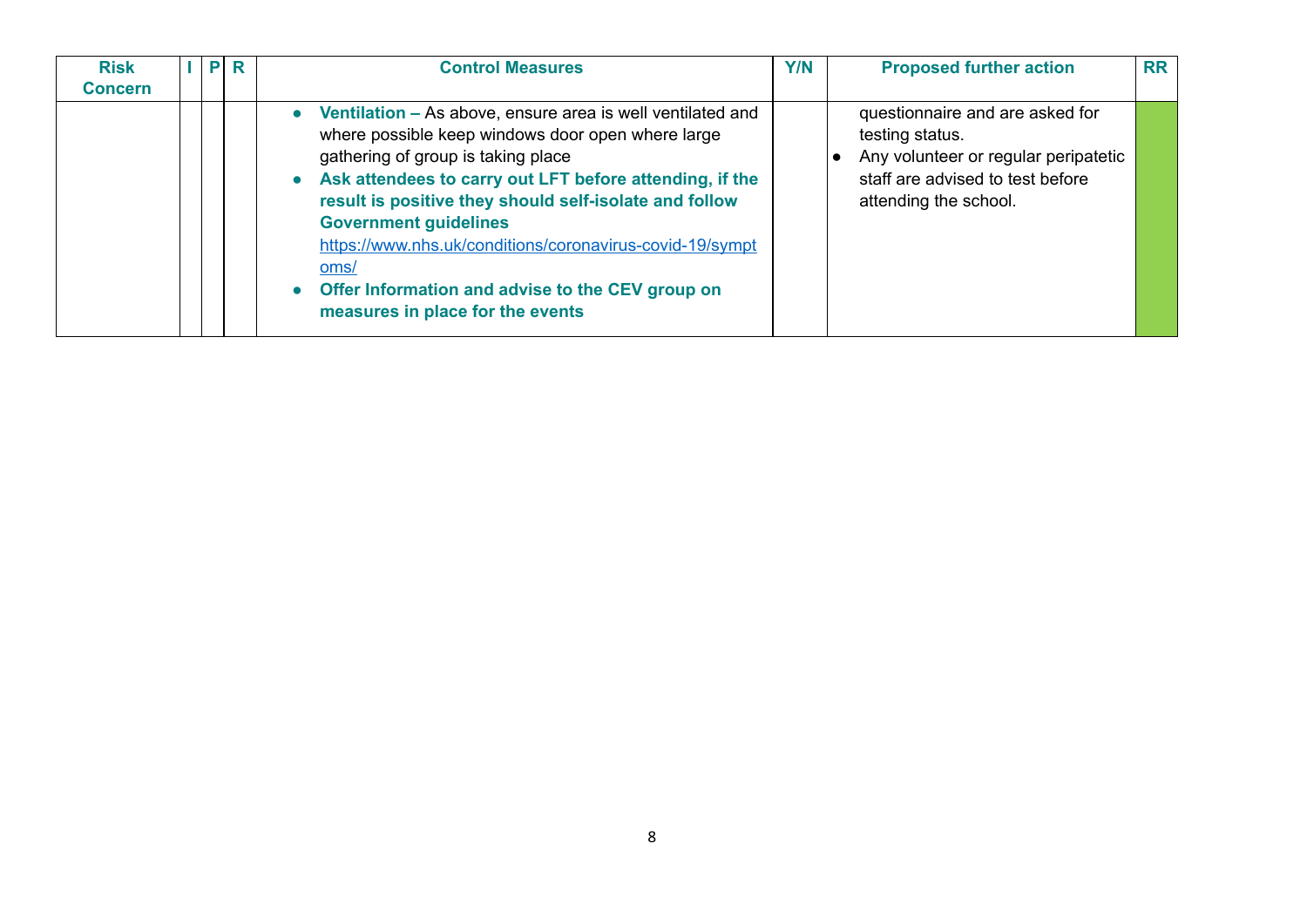| Risk Concern | I | P | R | Control Measures | Y/N | Proposed further action | RR |
|---|---|---|---|---|---|---|---|
| | | | | • **Ventilation –** As above, ensure area is well ventilated and where possible keep windows door open where large gathering of group is taking place<br>• **Ask attendees to carry out LFT before attending, if the result is positive they should self-isolate and follow Government guidelines** https://www.nhs.uk/conditions/coronavirus-covid-19/symptoms/<br>• **Offer Information and advise to the CEV group on measures in place for the events** | | questionnaire and are asked for testing status.<br>• Any volunteer or regular peripatetic staff are advised to test before attending the school. | |